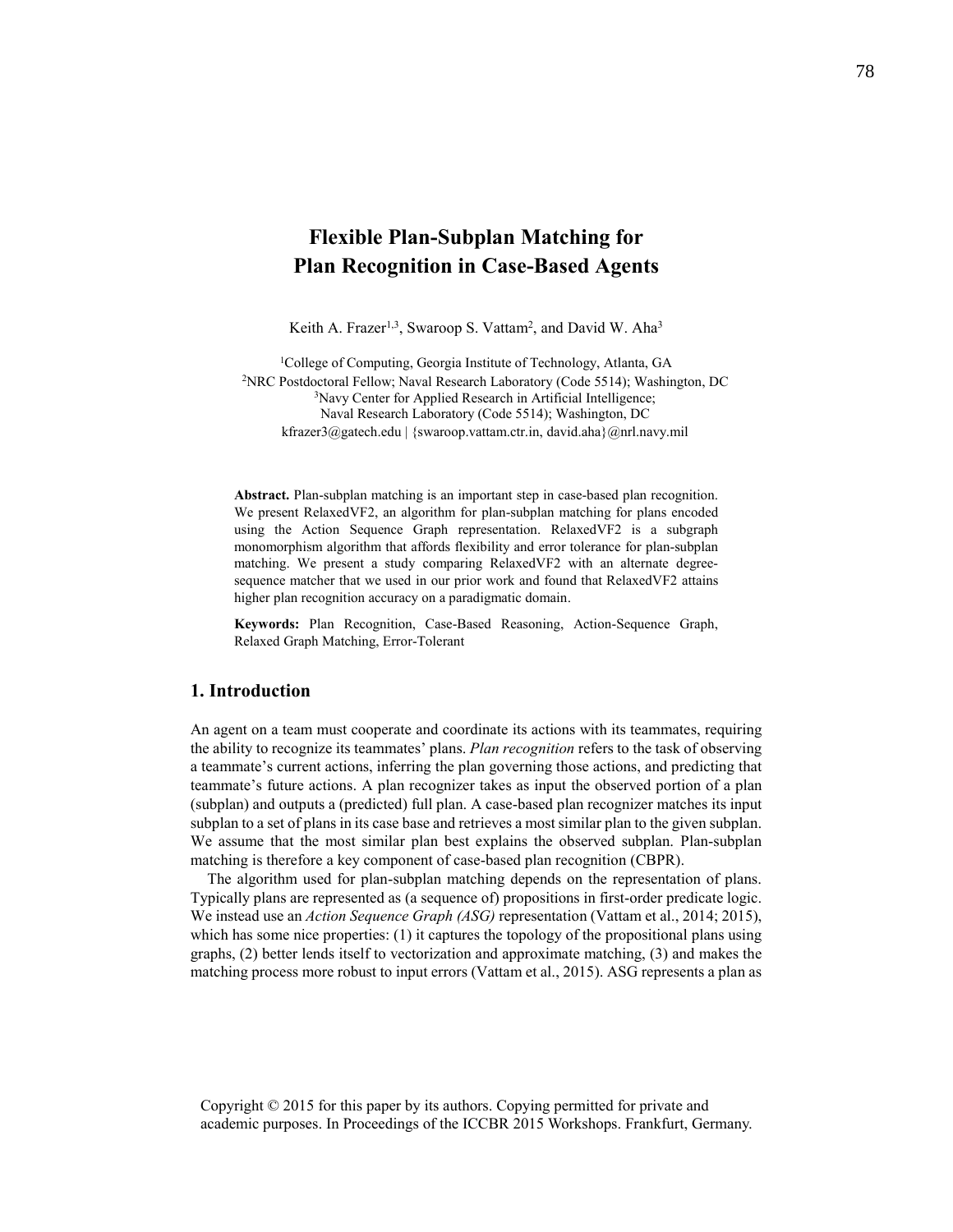# Flexible Plan-Subplan Matching for Plan Recognition in Case-Based Agents

Keith A. Frazer[1,3], Swaroop S. Vattam[2], and David W. Aha[3]

[1]College of Computing, Georgia Institute of Technology, Atlanta, GA
[2]NRC Postdoctoral Fellow; Naval Research Laboratory (Code 5514); Washington, DC
[3]Navy Center for Applied Research in Artificial Intelligence;
Naval Research Laboratory (Code 5514); Washington, DC
kfrazer3@gatech.edu | {swaroop.vattam.ctr.in, david.aha}@nrl.navy.mil

**Abstract.** Plan-subplan matching is an important step in case-based plan recognition. We present RelaxedVF2, an algorithm for plan-subplan matching for plans encoded using the Action Sequence Graph representation. RelaxedVF2 is a subgraph monomorphism algorithm that affords flexibility and error tolerance for plan-subplan matching. We present a study comparing RelaxedVF2 with an alternate degree-sequence matcher that we used in our prior work and found that RelaxedVF2 attains higher plan recognition accuracy on a paradigmatic domain.

**Keywords:** Plan Recognition, Case-Based Reasoning, Action-Sequence Graph, Relaxed Graph Matching, Error-Tolerant

## 1. Introduction

An agent on a team must cooperate and coordinate its actions with its teammates, requiring the ability to recognize its teammates' plans. *Plan recognition* refers to the task of observing a teammate's current actions, inferring the plan governing those actions, and predicting that teammate's future actions. A plan recognizer takes as input the observed portion of a plan (subplan) and outputs a (predicted) full plan. A case-based plan recognizer matches its input subplan to a set of plans in its case base and retrieves a most similar plan to the given subplan. We assume that the most similar plan best explains the observed subplan. Plan-subplan matching is therefore a key component of case-based plan recognition (CBPR).

The algorithm used for plan-subplan matching depends on the representation of plans. Typically plans are represented as (a sequence of) propositions in first-order predicate logic. We instead use an *Action Sequence Graph (ASG)* representation (Vattam et al., 2014; 2015), which has some nice properties: (1) it captures the topology of the propositional plans using graphs, (2) better lends itself to vectorization and approximate matching, (3) and makes the matching process more robust to input errors (Vattam et al., 2015). ASG represents a plan as

Copyright © 2015 for this paper by its authors. Copying permitted for private and academic purposes. In Proceedings of the ICCBR 2015 Workshops. Frankfurt, Germany.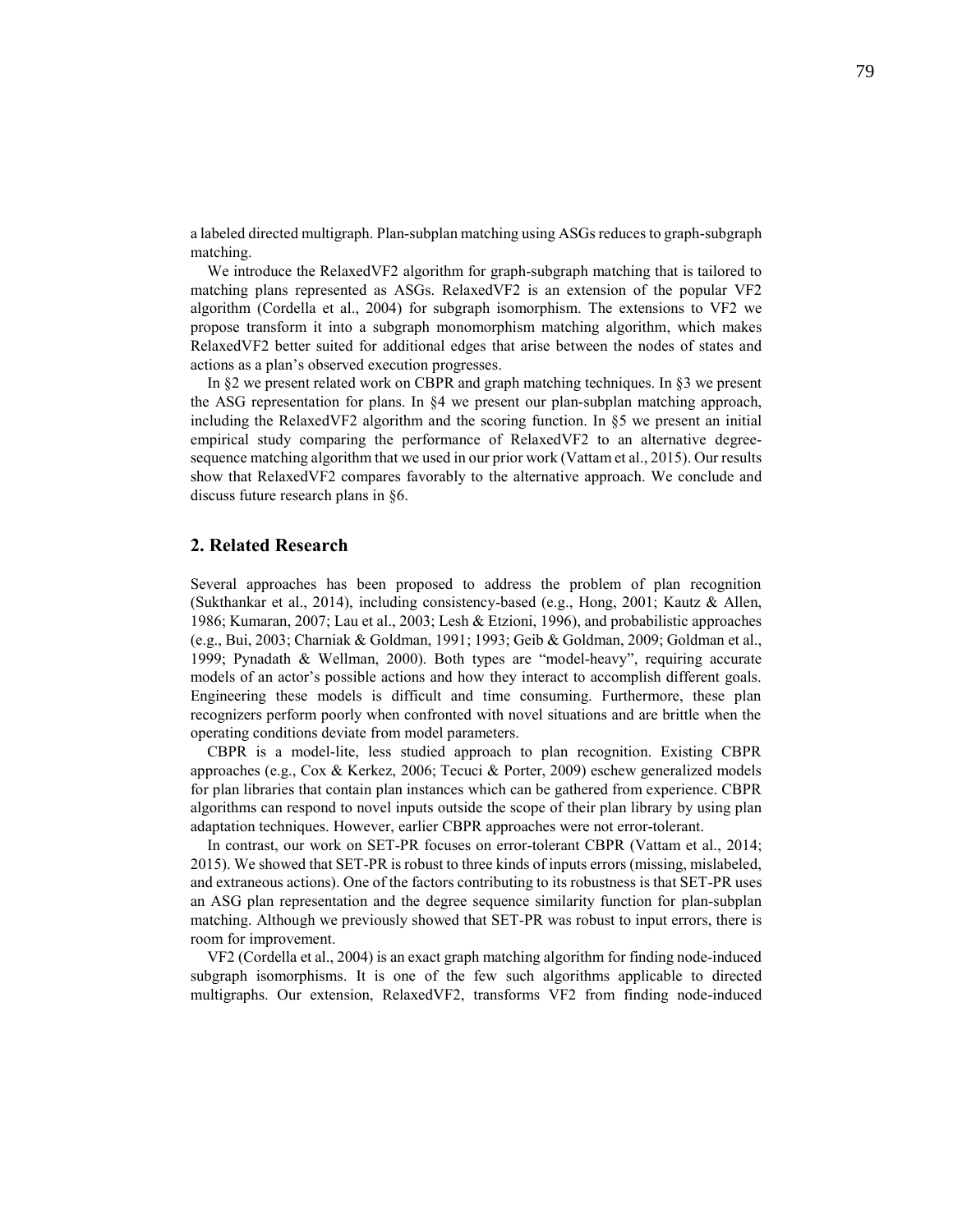a labeled directed multigraph. Plan-subplan matching using ASGs reduces to graph-subgraph matching.

We introduce the RelaxedVF2 algorithm for graph-subgraph matching that is tailored to matching plans represented as ASGs. RelaxedVF2 is an extension of the popular VF2 algorithm (Cordella et al., 2004) for subgraph isomorphism. The extensions to VF2 we propose transform it into a subgraph monomorphism matching algorithm, which makes RelaxedVF2 better suited for additional edges that arise between the nodes of states and actions as a plan's observed execution progresses.

In §2 we present related work on CBPR and graph matching techniques. In §3 we present the ASG representation for plans. In §4 we present our plan-subplan matching approach, including the RelaxedVF2 algorithm and the scoring function. In §5 we present an initial empirical study comparing the performance of RelaxedVF2 to an alternative degree-sequence matching algorithm that we used in our prior work (Vattam et al., 2015). Our results show that RelaxedVF2 compares favorably to the alternative approach. We conclude and discuss future research plans in §6.

## 2. Related Research

Several approaches has been proposed to address the problem of plan recognition (Sukthankar et al., 2014), including consistency-based (e.g., Hong, 2001; Kautz & Allen, 1986; Kumaran, 2007; Lau et al., 2003; Lesh & Etzioni, 1996), and probabilistic approaches (e.g., Bui, 2003; Charniak & Goldman, 1991; 1993; Geib & Goldman, 2009; Goldman et al., 1999; Pynadath & Wellman, 2000). Both types are "model-heavy", requiring accurate models of an actor's possible actions and how they interact to accomplish different goals. Engineering these models is difficult and time consuming. Furthermore, these plan recognizers perform poorly when confronted with novel situations and are brittle when the operating conditions deviate from model parameters.

CBPR is a model-lite, less studied approach to plan recognition. Existing CBPR approaches (e.g., Cox & Kerkez, 2006; Tecuci & Porter, 2009) eschew generalized models for plan libraries that contain plan instances which can be gathered from experience. CBPR algorithms can respond to novel inputs outside the scope of their plan library by using plan adaptation techniques. However, earlier CBPR approaches were not error-tolerant.

In contrast, our work on SET-PR focuses on error-tolerant CBPR (Vattam et al., 2014; 2015). We showed that SET-PR is robust to three kinds of inputs errors (missing, mislabeled, and extraneous actions). One of the factors contributing to its robustness is that SET-PR uses an ASG plan representation and the degree sequence similarity function for plan-subplan matching. Although we previously showed that SET-PR was robust to input errors, there is room for improvement.

VF2 (Cordella et al., 2004) is an exact graph matching algorithm for finding node-induced subgraph isomorphisms. It is one of the few such algorithms applicable to directed multigraphs. Our extension, RelaxedVF2, transforms VF2 from finding node-induced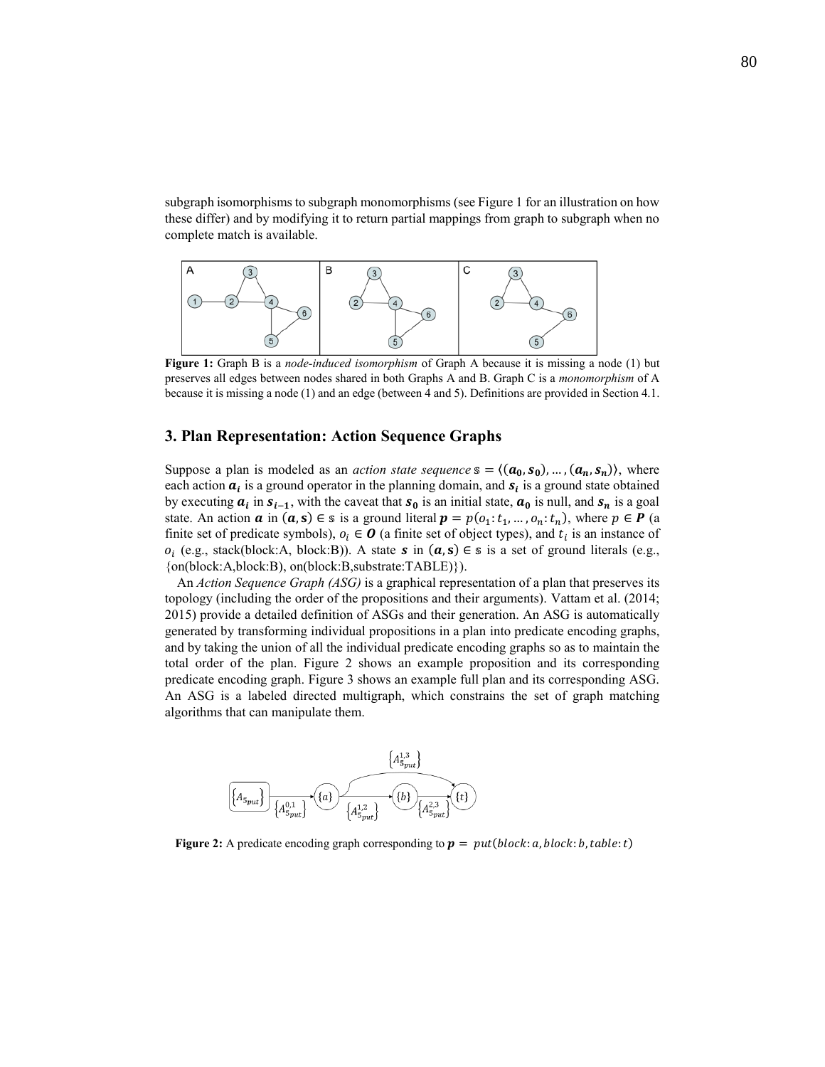subgraph isomorphisms to subgraph monomorphisms (see Figure 1 for an illustration on how these differ) and by modifying it to return partial mappings from graph to subgraph when no complete match is available.

**Figure 1:** Graph B is a *node-induced isomorphism* of Graph A because it is missing a node (1) but preserves all edges between nodes shared in both Graphs A and B. Graph C is a *monomorphism* of A because it is missing a node (1) and an edge (between 4 and 5). Definitions are provided in Section 4.1.

## 3. Plan Representation: Action Sequence Graphs

Suppose a plan is modeled as an *action state sequence* $\mathbb{s} = \langle(\boldsymbol{a_0}, \boldsymbol{s_0}), \ldots, (\boldsymbol{a_n}, \boldsymbol{s_n})\rangle$, where each action $\boldsymbol{a_i}$ is a ground operator in the planning domain, and $\boldsymbol{s_i}$ is a ground state obtained by executing $\boldsymbol{a_i}$ in $\boldsymbol{s_{i-1}}$, with the caveat that $\boldsymbol{s_0}$ is an initial state, $\boldsymbol{a_0}$ is null, and $\boldsymbol{s_n}$ is a goal state. An action $\boldsymbol{a}$ in $(\boldsymbol{a}, \boldsymbol{s}) \in \mathbb{s}$ is a ground literal $\boldsymbol{p} = p(o_1: t_1, \ldots, o_n: t_n)$, where $p \in \boldsymbol{P}$ (a finite set of predicate symbols), $o_i \in \boldsymbol{O}$ (a finite set of object types), and $t_i$ is an instance of $o_i$ (e.g., stack(block:A, block:B)). A state $\boldsymbol{s}$ in $(\boldsymbol{a}, \boldsymbol{s}) \in \mathbb{s}$ is a set of ground literals (e.g., {on(block:A,block:B), on(block:B,substrate:TABLE)}).

An *Action Sequence Graph (ASG)* is a graphical representation of a plan that preserves its topology (including the order of the propositions and their arguments). Vattam et al. (2014; 2015) provide a detailed definition of ASGs and their generation. An ASG is automatically generated by transforming individual propositions in a plan into predicate encoding graphs, and by taking the union of all the individual predicate encoding graphs so as to maintain the total order of the plan. Figure 2 shows an example proposition and its corresponding predicate encoding graph. Figure 3 shows an example full plan and its corresponding ASG. An ASG is a labeled directed multigraph, which constrains the set of graph matching algorithms that can manipulate them.

**Figure 2:** A predicate encoding graph corresponding to $\boldsymbol{p} = put(block\!: a, block\!: b, table\!: t)$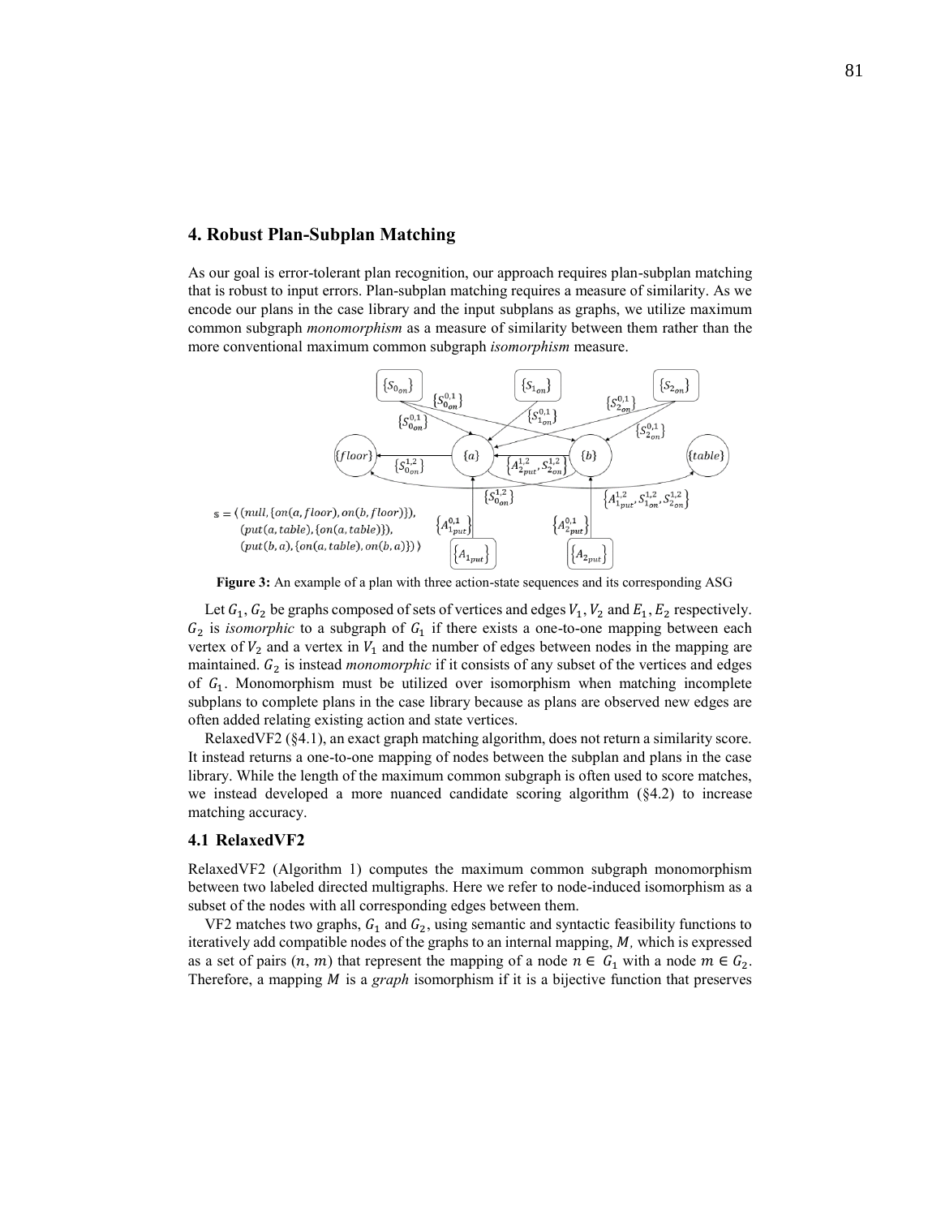## 4. Robust Plan-Subplan Matching

As our goal is error-tolerant plan recognition, our approach requires plan-subplan matching that is robust to input errors. Plan-subplan matching requires a measure of similarity. As we encode our plans in the case library and the input subplans as graphs, we utilize maximum common subgraph *monomorphism* as a measure of similarity between them rather than the more conventional maximum common subgraph *isomorphism* measure.

**Figure 3:** An example of a plan with three action-state sequences and its corresponding ASG

Let $G_1, G_2$ be graphs composed of sets of vertices and edges $V_1, V_2$ and $E_1, E_2$ respectively. $G_2$ is *isomorphic* to a subgraph of $G_1$ if there exists a one-to-one mapping between each vertex of $V_2$ and a vertex in $V_1$ and the number of edges between nodes in the mapping are maintained. $G_2$ is instead *monomorphic* if it consists of any subset of the vertices and edges of $G_1$. Monomorphism must be utilized over isomorphism when matching incomplete subplans to complete plans in the case library because as plans are observed new edges are often added relating existing action and state vertices.

RelaxedVF2 (§4.1), an exact graph matching algorithm, does not return a similarity score. It instead returns a one-to-one mapping of nodes between the subplan and plans in the case library. While the length of the maximum common subgraph is often used to score matches, we instead developed a more nuanced candidate scoring algorithm (§4.2) to increase matching accuracy.

### 4.1 RelaxedVF2

RelaxedVF2 (Algorithm 1) computes the maximum common subgraph monomorphism between two labeled directed multigraphs. Here we refer to node-induced isomorphism as a subset of the nodes with all corresponding edges between them.

VF2 matches two graphs, $G_1$ and $G_2$, using semantic and syntactic feasibility functions to iteratively add compatible nodes of the graphs to an internal mapping, $M$, which is expressed as a set of pairs $(n, m)$ that represent the mapping of a node $n \in G_1$ with a node $m \in G_2$. Therefore, a mapping $M$ is a *graph* isomorphism if it is a bijective function that preserves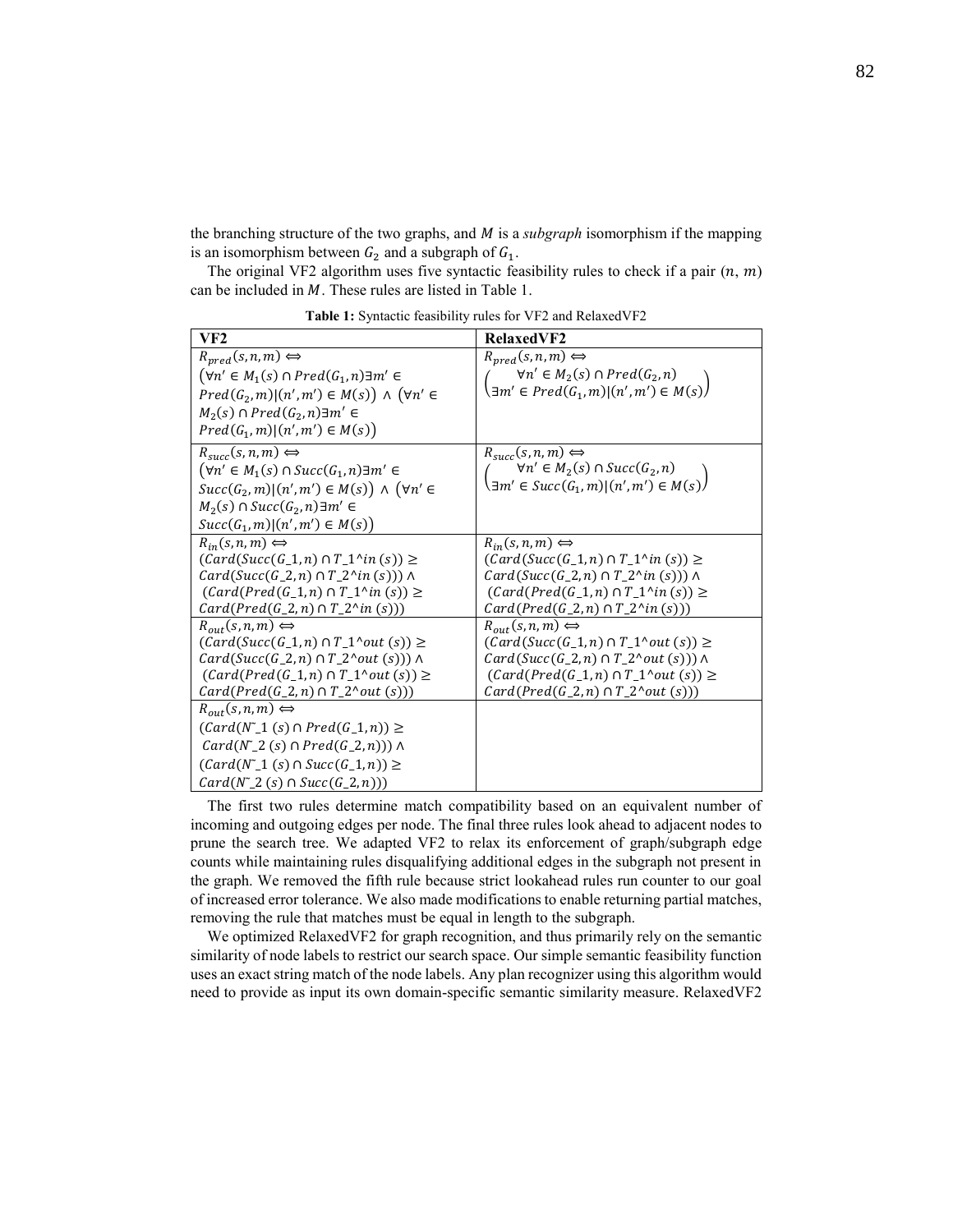the branching structure of the two graphs, and $M$ is a *subgraph* isomorphism if the mapping is an isomorphism between $G_2$ and a subgraph of $G_1$.

The original VF2 algorithm uses five syntactic feasibility rules to check if a pair $(n, m)$ can be included in $M$. These rules are listed in Table 1.

**Table 1:** Syntactic feasibility rules for VF2 and RelaxedVF2

| VF2 | RelaxedVF2 |
|---|---|
| $R_{pred}(s,n,m) \Leftrightarrow$ $\left(\forall n' \in M_1(s) \cap Pred(G_1,n) \exists m' \in Pred(G_2,m) \mid (n',m') \in M(s)\right) \wedge \left(\forall n' \in M_2(s) \cap Pred(G_2,n) \exists m' \in Pred(G_1,m) \mid (n',m') \in M(s)\right)$ | $R_{pred}(s,n,m) \Leftrightarrow$ $\left(\begin{matrix}\forall n' \in M_2(s) \cap Pred(G_2,n) \\ \exists m' \in Pred(G_1,m) \mid (n',m') \in M(s)\end{matrix}\right)$ |
| $R_{succ}(s,n,m) \Leftrightarrow$ $\left(\forall n' \in M_1(s) \cap Succ(G_1,n) \exists m' \in Succ(G_2,m) \mid (n',m') \in M(s)\right) \wedge \left(\forall n' \in M_2(s) \cap Succ(G_2,n) \exists m' \in Succ(G_1,m) \mid (n',m') \in M(s)\right)$ | $R_{succ}(s,n,m) \Leftrightarrow$ $\left(\begin{matrix}\forall n' \in M_2(s) \cap Succ(G_2,n) \\ \exists m' \in Succ(G_1,m) \mid (n',m') \in M(s)\end{matrix}\right)$ |
| $R_{in}(s,n,m) \Leftrightarrow$ $(Card(Succ(G\_1,n) \cap T\_1{}^{\wedge}in\ (s)) \geq Card(Succ(G\_2,n) \cap T\_2{}^{\wedge}in\ (s))) \wedge (Card(Pred(G\_1,n) \cap T\_1{}^{\wedge}in\ (s)) \geq Card(Pred(G\_2,n) \cap T\_2{}^{\wedge}in\ (s)))$ | $R_{in}(s,n,m) \Leftrightarrow$ $(Card(Succ(G\_1,n) \cap T\_1{}^{\wedge}in\ (s)) \geq Card(Succ(G\_2,n) \cap T\_2{}^{\wedge}in\ (s))) \wedge (Card(Pred(G\_1,n) \cap T\_1{}^{\wedge}in\ (s)) \geq Card(Pred(G\_2,n) \cap T\_2{}^{\wedge}in\ (s)))$ |
| $R_{out}(s,n,m) \Leftrightarrow$ $(Card(Succ(G\_1,n) \cap T\_1{}^{\wedge}out\ (s)) \geq Card(Succ(G\_2,n) \cap T\_2{}^{\wedge}out\ (s))) \wedge (Card(Pred(G\_1,n) \cap T\_1{}^{\wedge}out\ (s)) \geq Card(Pred(G\_2,n) \cap T\_2{}^{\wedge}out\ (s)))$ | $R_{out}(s,n,m) \Leftrightarrow$ $(Card(Succ(G\_1,n) \cap T\_1{}^{\wedge}out\ (s)) \geq Card(Succ(G\_2,n) \cap T\_2{}^{\wedge}out\ (s))) \wedge (Card(Pred(G\_1,n) \cap T\_1{}^{\wedge}out\ (s)) \geq Card(Pred(G\_2,n) \cap T\_2{}^{\wedge}out\ (s)))$ |
| $R_{out}(s,n,m) \Leftrightarrow$ $(Card(\tilde{N}\_1\ (s) \cap Pred(G\_1,n)) \geq Card(\tilde{N}\_2\ (s) \cap Pred(G\_2,n))) \wedge (Card(\tilde{N}\_1\ (s) \cap Succ(G\_1,n)) \geq Card(\tilde{N}\_2\ (s) \cap Succ(G\_2,n)))$ | |

The first two rules determine match compatibility based on an equivalent number of incoming and outgoing edges per node. The final three rules look ahead to adjacent nodes to prune the search tree. We adapted VF2 to relax its enforcement of graph/subgraph edge counts while maintaining rules disqualifying additional edges in the subgraph not present in the graph. We removed the fifth rule because strict lookahead rules run counter to our goal of increased error tolerance. We also made modifications to enable returning partial matches, removing the rule that matches must be equal in length to the subgraph.

We optimized RelaxedVF2 for graph recognition, and thus primarily rely on the semantic similarity of node labels to restrict our search space. Our simple semantic feasibility function uses an exact string match of the node labels. Any plan recognizer using this algorithm would need to provide as input its own domain-specific semantic similarity measure. RelaxedVF2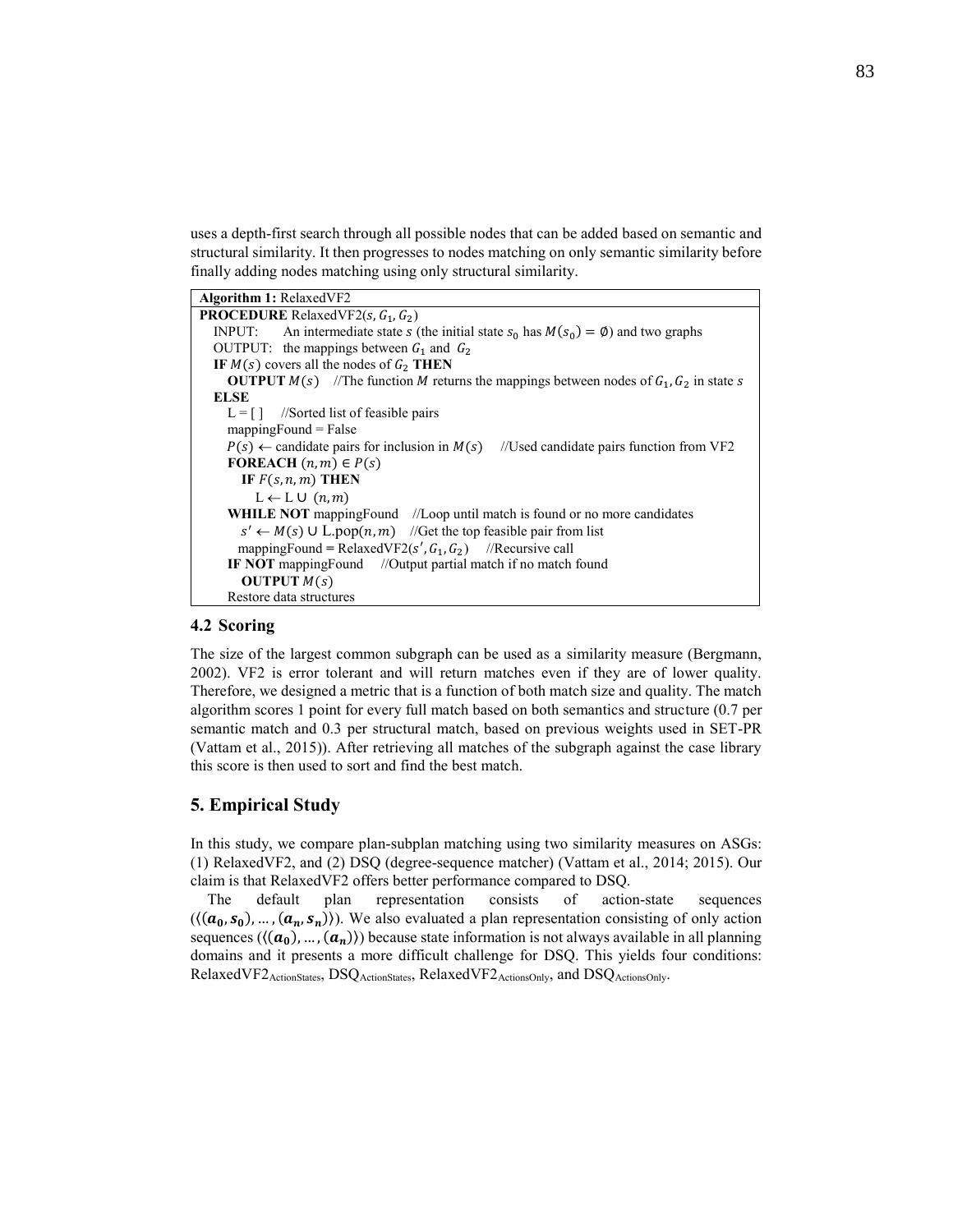uses a depth-first search through all possible nodes that can be added based on semantic and structural similarity. It then progresses to nodes matching on only semantic similarity before finally adding nodes matching using only structural similarity.

```
Algorithm 1: RelaxedVF2
PROCEDURE RelaxedVF2(s, G1, G2)
   INPUT:    An intermediate state s (the initial state s0 has M(s0) = ∅) and two graphs
   OUTPUT:   the mappings between G1 and G2
   IF M(s) covers all the nodes of G2 THEN
      OUTPUT M(s)    //The function M returns the mappings between nodes of G1, G2 in state s
   ELSE
      L = [ ]    //Sorted list of feasible pairs
      mappingFound = False
      P(s) ← candidate pairs for inclusion in M(s)    //Used candidate pairs function from VF2
      FOREACH (n, m) ∈ P(s)
         IF F(s, n, m) THEN
            L ← L ∪ (n, m)
      WHILE NOT mappingFound    //Loop until match is found or no more candidates
         s′ ← M(s) ∪ L.pop(n, m)    //Get the top feasible pair from list
         mappingFound = RelaxedVF2(s′, G1, G2)    //Recursive call
      IF NOT mappingFound    //Output partial match if no match found
         OUTPUT M(s)
      Restore data structures
```

## 4.2 Scoring

The size of the largest common subgraph can be used as a similarity measure (Bergmann, 2002). VF2 is error tolerant and will return matches even if they are of lower quality. Therefore, we designed a metric that is a function of both match size and quality. The match algorithm scores 1 point for every full match based on both semantics and structure (0.7 per semantic match and 0.3 per structural match, based on previous weights used in SET-PR (Vattam et al., 2015)). After retrieving all matches of the subgraph against the case library this score is then used to sort and find the best match.

# 5. Empirical Study

In this study, we compare plan-subplan matching using two similarity measures on ASGs: (1) RelaxedVF2, and (2) DSQ (degree-sequence matcher) (Vattam et al., 2014; 2015). Our claim is that RelaxedVF2 offers better performance compared to DSQ.

The default plan representation consists of action-state sequences ($\langle(\boldsymbol{a_0}, \boldsymbol{s_0}), \ldots, (\boldsymbol{a_n}, \boldsymbol{s_n})\rangle$). We also evaluated a plan representation consisting of only action sequences ($\langle(\boldsymbol{a_0}), \ldots, (\boldsymbol{a_n})\rangle$) because state information is not always available in all planning domains and it presents a more difficult challenge for DSQ. This yields four conditions: $\text{RelaxedVF2}_{\text{ActionStates}}$, $\text{DSQ}_{\text{ActionStates}}$, $\text{RelaxedVF2}_{\text{ActionsOnly}}$, and $\text{DSQ}_{\text{ActionsOnly}}$.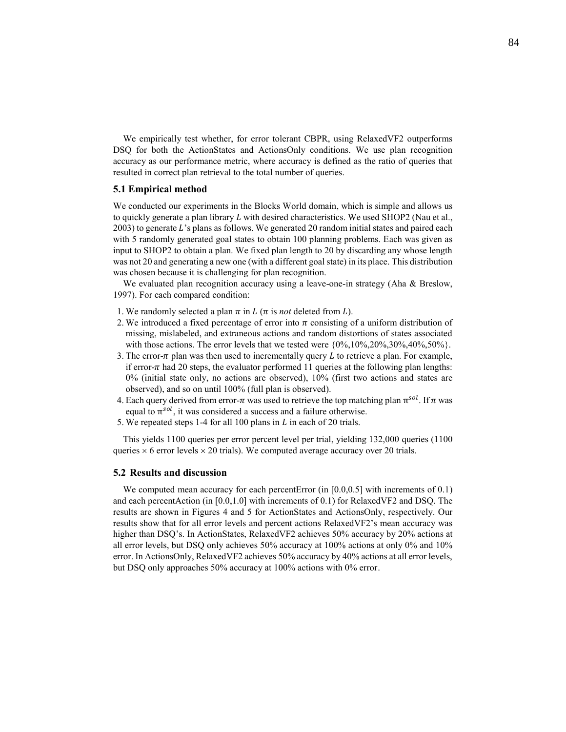We empirically test whether, for error tolerant CBPR, using RelaxedVF2 outperforms DSQ for both the ActionStates and ActionsOnly conditions. We use plan recognition accuracy as our performance metric, where accuracy is defined as the ratio of queries that resulted in correct plan retrieval to the total number of queries.

### 5.1 Empirical method

We conducted our experiments in the Blocks World domain, which is simple and allows us to quickly generate a plan library $L$ with desired characteristics. We used SHOP2 (Nau et al., 2003) to generate $L$'s plans as follows. We generated 20 random initial states and paired each with 5 randomly generated goal states to obtain 100 planning problems. Each was given as input to SHOP2 to obtain a plan. We fixed plan length to 20 by discarding any whose length was not 20 and generating a new one (with a different goal state) in its place. This distribution was chosen because it is challenging for plan recognition.

We evaluated plan recognition accuracy using a leave-one-in strategy (Aha & Breslow, 1997). For each compared condition:

1. We randomly selected a plan $\pi$ in $L$ ($\pi$ is *not* deleted from $L$).
2. We introduced a fixed percentage of error into $\pi$ consisting of a uniform distribution of missing, mislabeled, and extraneous actions and random distortions of states associated with those actions. The error levels that we tested were {0%,10%,20%,30%,40%,50%}.
3. The error-$\pi$ plan was then used to incrementally query $L$ to retrieve a plan. For example, if error-$\pi$ had 20 steps, the evaluator performed 11 queries at the following plan lengths: 0% (initial state only, no actions are observed), 10% (first two actions and states are observed), and so on until 100% (full plan is observed).
4. Each query derived from error-$\pi$ was used to retrieve the top matching plan $\pi^{sol}$. If $\pi$ was equal to $\pi^{sol}$, it was considered a success and a failure otherwise.
5. We repeated steps 1-4 for all 100 plans in $L$ in each of 20 trials.

This yields 1100 queries per error percent level per trial, yielding 132,000 queries (1100 queries $\times$ 6 error levels $\times$ 20 trials). We computed average accuracy over 20 trials.

### 5.2 Results and discussion

We computed mean accuracy for each percentError (in [0.0,0.5] with increments of 0.1) and each percentAction (in [0.0,1.0] with increments of 0.1) for RelaxedVF2 and DSQ. The results are shown in Figures 4 and 5 for ActionStates and ActionsOnly, respectively. Our results show that for all error levels and percent actions RelaxedVF2's mean accuracy was higher than DSQ's. In ActionStates, RelaxedVF2 achieves 50% accuracy by 20% actions at all error levels, but DSQ only achieves 50% accuracy at 100% actions at only 0% and 10% error. In ActionsOnly, RelaxedVF2 achieves 50% accuracy by 40% actions at all error levels, but DSQ only approaches 50% accuracy at 100% actions with 0% error.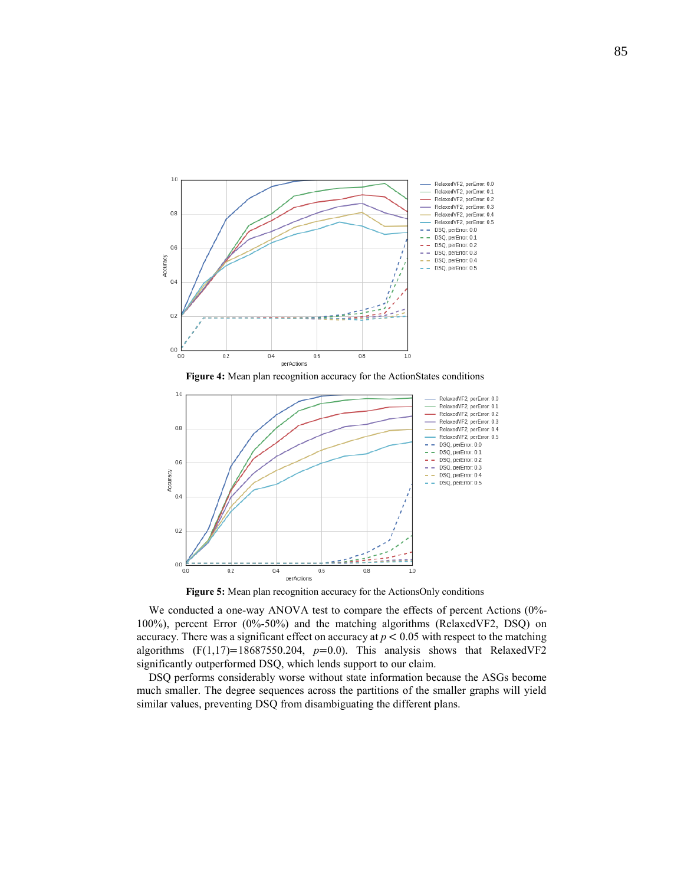Figure 4: Mean plan recognition accuracy for the ActionStates conditions

Figure 5: Mean plan recognition accuracy for the ActionsOnly conditions

We conducted a one-way ANOVA test to compare the effects of percent Actions (0%-100%), percent Error (0%-50%) and the matching algorithms (RelaxedVF2, DSQ) on accuracy. There was a significant effect on accuracy at $p < 0.05$ with respect to the matching algorithms ($F(1,17)$=18687550.204, $p$=0.0). This analysis shows that RelaxedVF2 significantly outperformed DSQ, which lends support to our claim.

DSQ performs considerably worse without state information because the ASGs become much smaller. The degree sequences across the partitions of the smaller graphs will yield similar values, preventing DSQ from disambiguating the different plans.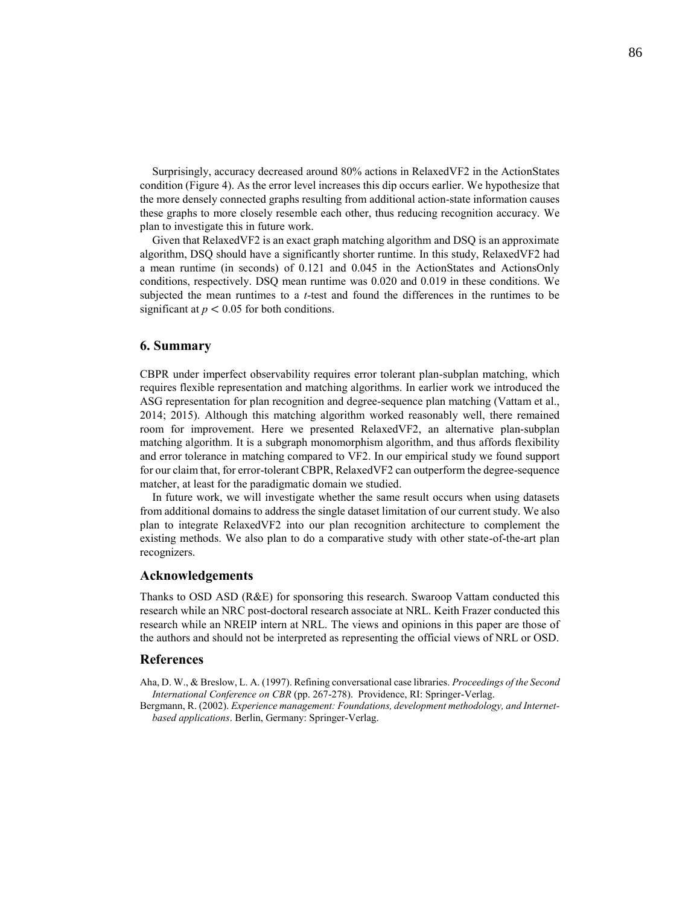Surprisingly, accuracy decreased around 80% actions in RelaxedVF2 in the ActionStates condition (Figure 4). As the error level increases this dip occurs earlier. We hypothesize that the more densely connected graphs resulting from additional action-state information causes these graphs to more closely resemble each other, thus reducing recognition accuracy. We plan to investigate this in future work.

Given that RelaxedVF2 is an exact graph matching algorithm and DSQ is an approximate algorithm, DSQ should have a significantly shorter runtime. In this study, RelaxedVF2 had a mean runtime (in seconds) of 0.121 and 0.045 in the ActionStates and ActionsOnly conditions, respectively. DSQ mean runtime was 0.020 and 0.019 in these conditions. We subjected the mean runtimes to a *t*-test and found the differences in the runtimes to be significant at $p < 0.05$ for both conditions.

## 6. Summary

CBPR under imperfect observability requires error tolerant plan-subplan matching, which requires flexible representation and matching algorithms. In earlier work we introduced the ASG representation for plan recognition and degree-sequence plan matching (Vattam et al., 2014; 2015). Although this matching algorithm worked reasonably well, there remained room for improvement. Here we presented RelaxedVF2, an alternative plan-subplan matching algorithm. It is a subgraph monomorphism algorithm, and thus affords flexibility and error tolerance in matching compared to VF2. In our empirical study we found support for our claim that, for error-tolerant CBPR, RelaxedVF2 can outperform the degree-sequence matcher, at least for the paradigmatic domain we studied.

In future work, we will investigate whether the same result occurs when using datasets from additional domains to address the single dataset limitation of our current study. We also plan to integrate RelaxedVF2 into our plan recognition architecture to complement the existing methods. We also plan to do a comparative study with other state-of-the-art plan recognizers.

## Acknowledgements

Thanks to OSD ASD (R&E) for sponsoring this research. Swaroop Vattam conducted this research while an NRC post-doctoral research associate at NRL. Keith Frazer conducted this research while an NREIP intern at NRL. The views and opinions in this paper are those of the authors and should not be interpreted as representing the official views of NRL or OSD.

## References

Aha, D. W., & Breslow, L. A. (1997). Refining conversational case libraries. *Proceedings of the Second International Conference on CBR* (pp. 267-278). Providence, RI: Springer-Verlag.

Bergmann, R. (2002). *Experience management: Foundations, development methodology, and Internet-based applications*. Berlin, Germany: Springer-Verlag.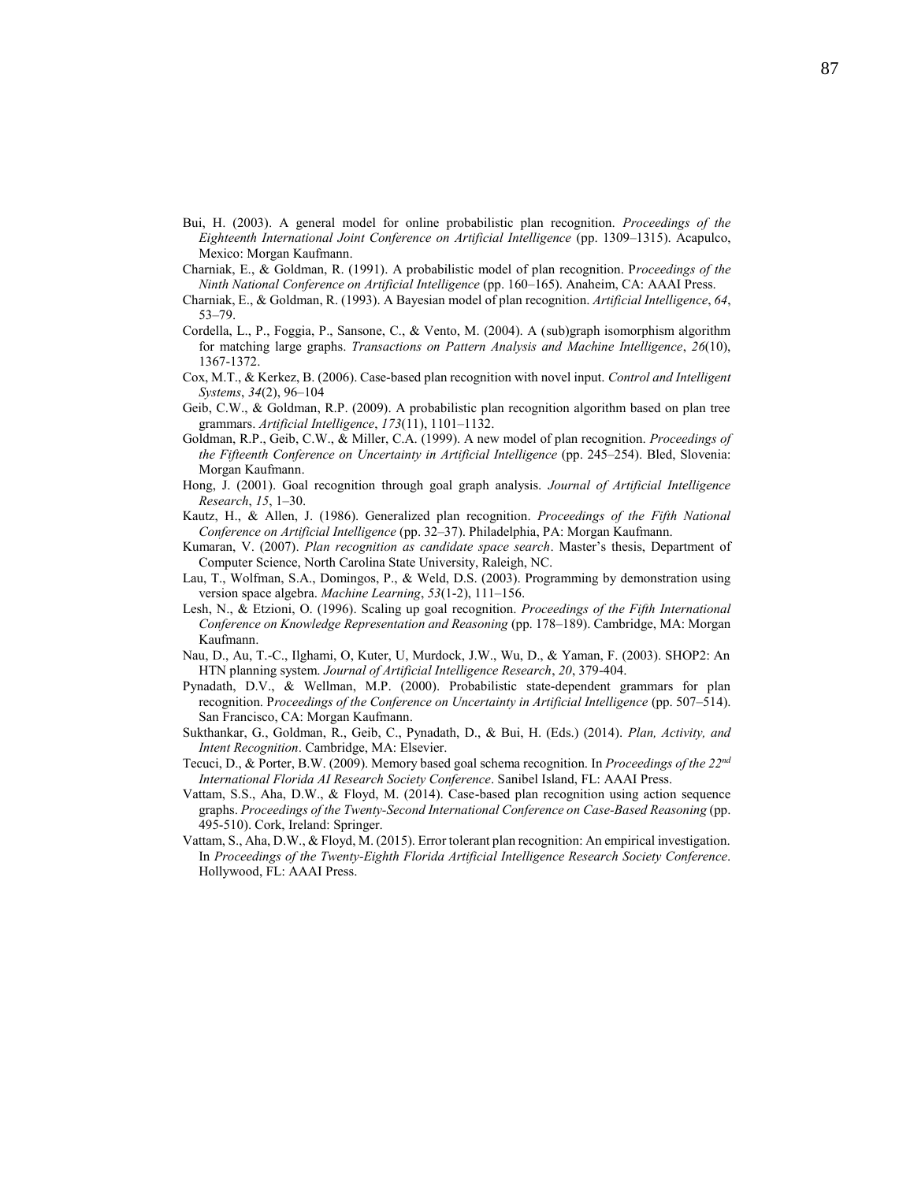Bui, H. (2003). A general model for online probabilistic plan recognition. *Proceedings of the Eighteenth International Joint Conference on Artificial Intelligence* (pp. 1309–1315). Acapulco, Mexico: Morgan Kaufmann.

Charniak, E., & Goldman, R. (1991). A probabilistic model of plan recognition. P*roceedings of the Ninth National Conference on Artificial Intelligence* (pp. 160–165). Anaheim, CA: AAAI Press.

Charniak, E., & Goldman, R. (1993). A Bayesian model of plan recognition. *Artificial Intelligence*, *64*, 53–79.

Cordella, L., P., Foggia, P., Sansone, C., & Vento, M. (2004). A (sub)graph isomorphism algorithm for matching large graphs. *Transactions on Pattern Analysis and Machine Intelligence*, *26*(10), 1367-1372.

Cox, M.T., & Kerkez, B. (2006). Case-based plan recognition with novel input. *Control and Intelligent Systems*, *34*(2), 96–104

Geib, C.W., & Goldman, R.P. (2009). A probabilistic plan recognition algorithm based on plan tree grammars. *Artificial Intelligence*, *173*(11), 1101–1132.

Goldman, R.P., Geib, C.W., & Miller, C.A. (1999). A new model of plan recognition. *Proceedings of the Fifteenth Conference on Uncertainty in Artificial Intelligence* (pp. 245–254). Bled, Slovenia: Morgan Kaufmann.

Hong, J. (2001). Goal recognition through goal graph analysis. *Journal of Artificial Intelligence Research*, *15*, 1–30.

Kautz, H., & Allen, J. (1986). Generalized plan recognition. *Proceedings of the Fifth National Conference on Artificial Intelligence* (pp. 32–37). Philadelphia, PA: Morgan Kaufmann.

Kumaran, V. (2007). *Plan recognition as candidate space search*. Master's thesis, Department of Computer Science, North Carolina State University, Raleigh, NC.

Lau, T., Wolfman, S.A., Domingos, P., & Weld, D.S. (2003). Programming by demonstration using version space algebra. *Machine Learning*, *53*(1-2), 111–156.

Lesh, N., & Etzioni, O. (1996). Scaling up goal recognition. *Proceedings of the Fifth International Conference on Knowledge Representation and Reasoning* (pp. 178–189). Cambridge, MA: Morgan Kaufmann.

Nau, D., Au, T.-C., Ilghami, O, Kuter, U, Murdock, J.W., Wu, D., & Yaman, F. (2003). SHOP2: An HTN planning system. *Journal of Artificial Intelligence Research*, *20*, 379-404.

Pynadath, D.V., & Wellman, M.P. (2000). Probabilistic state-dependent grammars for plan recognition. P*roceedings of the Conference on Uncertainty in Artificial Intelligence* (pp. 507–514). San Francisco, CA: Morgan Kaufmann.

Sukthankar, G., Goldman, R., Geib, C., Pynadath, D., & Bui, H. (Eds.) (2014). *Plan, Activity, and Intent Recognition*. Cambridge, MA: Elsevier.

Tecuci, D., & Porter, B.W. (2009). Memory based goal schema recognition. In *Proceedings of the 22nd International Florida AI Research Society Conference*. Sanibel Island, FL: AAAI Press.

Vattam, S.S., Aha, D.W., & Floyd, M. (2014). Case-based plan recognition using action sequence graphs. *Proceedings of the Twenty-Second International Conference on Case-Based Reasoning* (pp. 495-510). Cork, Ireland: Springer.

Vattam, S., Aha, D.W., & Floyd, M. (2015). Error tolerant plan recognition: An empirical investigation. In *Proceedings of the Twenty-Eighth Florida Artificial Intelligence Research Society Conference*. Hollywood, FL: AAAI Press.